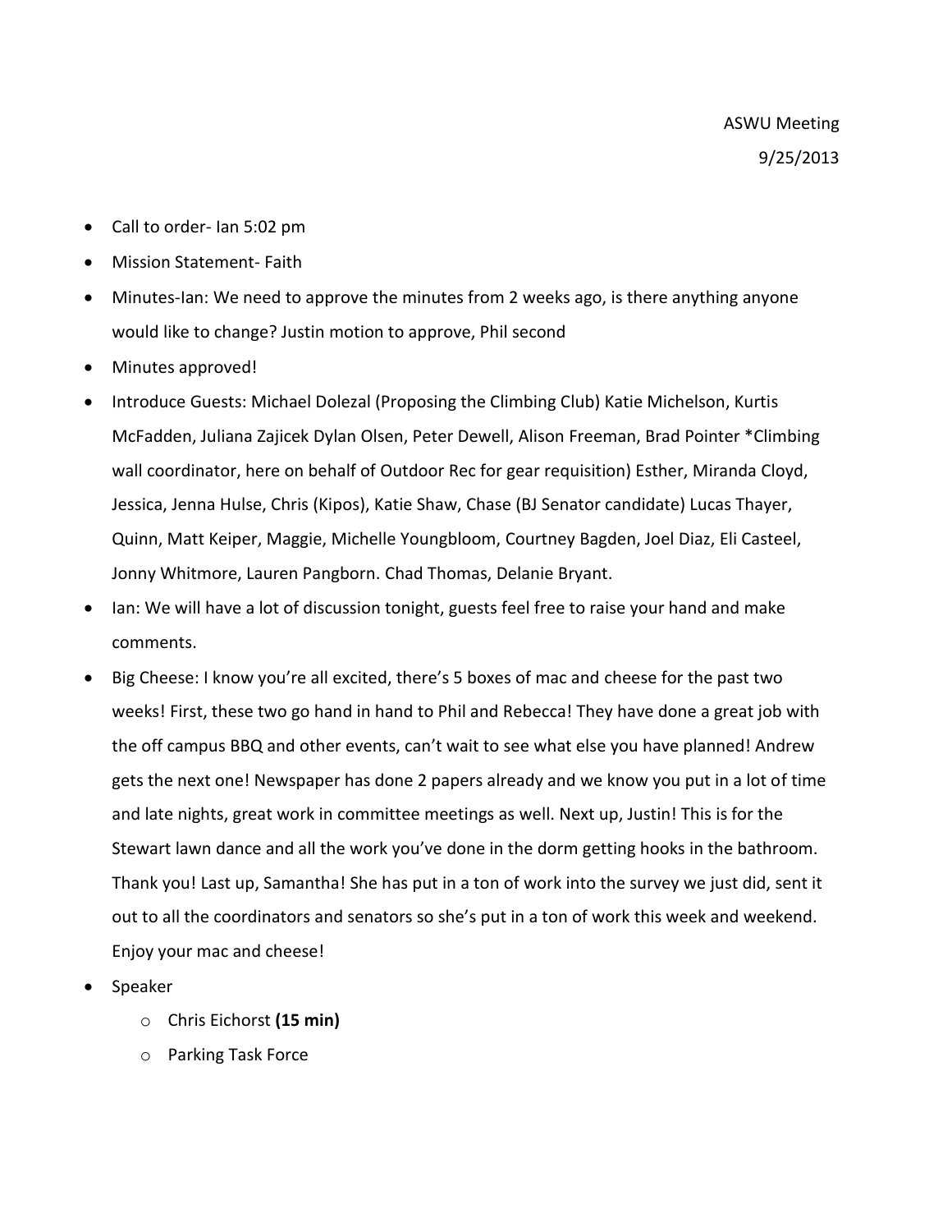ASWU Meeting

9/25/2013

- Call to order- Ian 5:02 pm
- Mission Statement- Faith
- Minutes-Ian: We need to approve the minutes from 2 weeks ago, is there anything anyone would like to change? Justin motion to approve, Phil second
- Minutes approved!
- Introduce Guests: Michael Dolezal (Proposing the Climbing Club) Katie Michelson, Kurtis McFadden, Juliana Zajicek Dylan Olsen, Peter Dewell, Alison Freeman, Brad Pointer *Climbing wall coordinator, here on behalf of Outdoor Rec for gear requisition) Esther, Miranda Cloyd, Jessica, Jenna Hulse, Chris (Kipos), Katie Shaw, Chase (BJ Senator candidate) Lucas Thayer, Quinn, Matt Keiper, Maggie, Michelle Youngbloom, Courtney Bagden, Joel Diaz, Eli Casteel, Jonny Whitmore, Lauren Pangborn. Chad Thomas, Delanie Bryant.
- Ian: We will have a lot of discussion tonight, guests feel free to raise your hand and make comments.
- Big Cheese: I know you're all excited, there's 5 boxes of mac and cheese for the past two weeks! First, these two go hand in hand to Phil and Rebecca! They have done a great job with the off campus BBQ and other events, can't wait to see what else you have planned! Andrew gets the next one! Newspaper has done 2 papers already and we know you put in a lot of time and late nights, great work in committee meetings as well. Next up, Justin! This is for the Stewart lawn dance and all the work you've done in the dorm getting hooks in the bathroom. Thank you! Last up, Samantha! She has put in a ton of work into the survey we just did, sent it out to all the coordinators and senators so she's put in a ton of work this week and weekend. Enjoy your mac and cheese!
- Speaker
  - Chris Eichorst **(15 min)**
  - Parking Task Force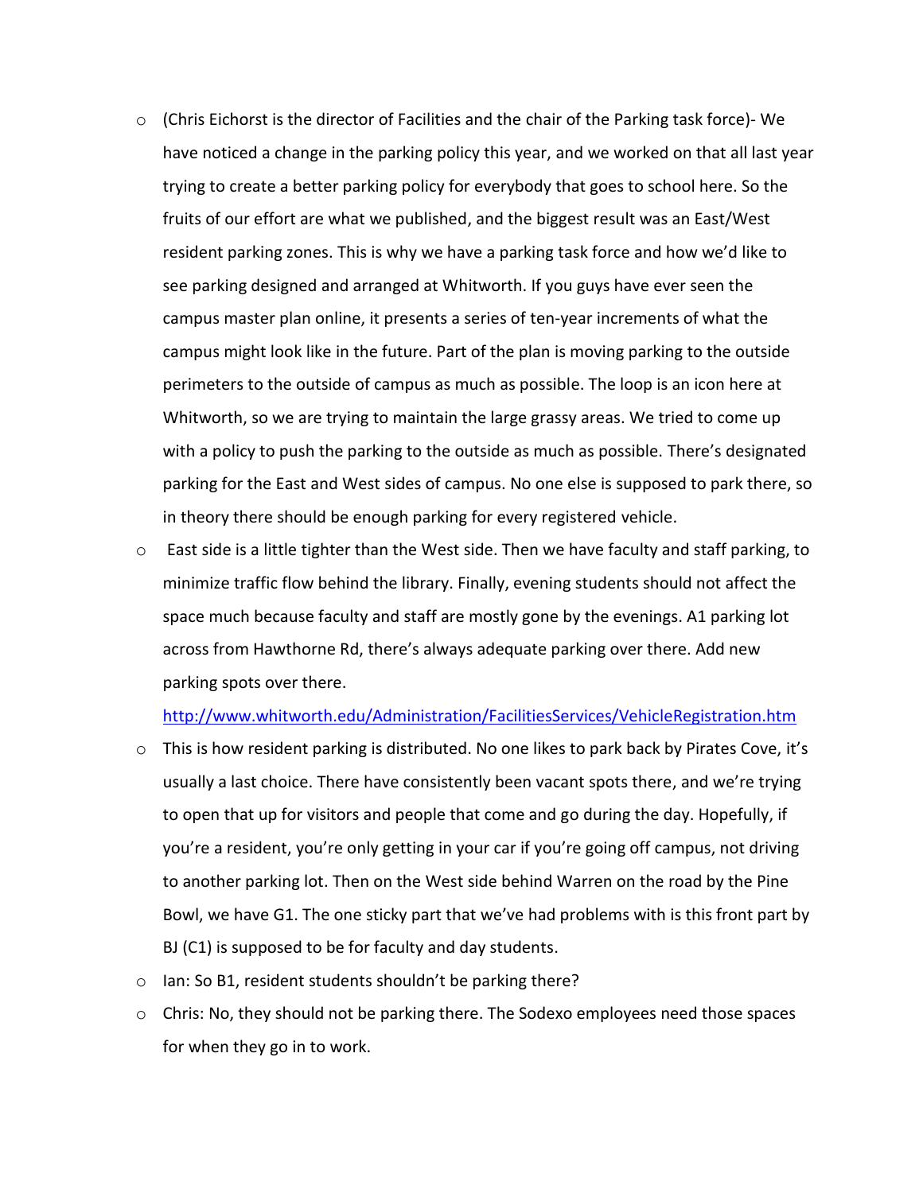- (Chris Eichorst is the director of Facilities and the chair of the Parking task force)- We have noticed a change in the parking policy this year, and we worked on that all last year trying to create a better parking policy for everybody that goes to school here. So the fruits of our effort are what we published, and the biggest result was an East/West resident parking zones. This is why we have a parking task force and how we'd like to see parking designed and arranged at Whitworth. If you guys have ever seen the campus master plan online, it presents a series of ten-year increments of what the campus might look like in the future. Part of the plan is moving parking to the outside perimeters to the outside of campus as much as possible. The loop is an icon here at Whitworth, so we are trying to maintain the large grassy areas. We tried to come up with a policy to push the parking to the outside as much as possible. There's designated parking for the East and West sides of campus. No one else is supposed to park there, so in theory there should be enough parking for every registered vehicle.
- East side is a little tighter than the West side. Then we have faculty and staff parking, to minimize traffic flow behind the library. Finally, evening students should not affect the space much because faculty and staff are mostly gone by the evenings. A1 parking lot across from Hawthorne Rd, there's always adequate parking over there. Add new parking spots over there.
  http://www.whitworth.edu/Administration/FacilitiesServices/VehicleRegistration.htm
- This is how resident parking is distributed. No one likes to park back by Pirates Cove, it's usually a last choice. There have consistently been vacant spots there, and we're trying to open that up for visitors and people that come and go during the day. Hopefully, if you're a resident, you're only getting in your car if you're going off campus, not driving to another parking lot. Then on the West side behind Warren on the road by the Pine Bowl, we have G1. The one sticky part that we've had problems with is this front part by BJ (C1) is supposed to be for faculty and day students.
- Ian: So B1, resident students shouldn't be parking there?
- Chris: No, they should not be parking there. The Sodexo employees need those spaces for when they go in to work.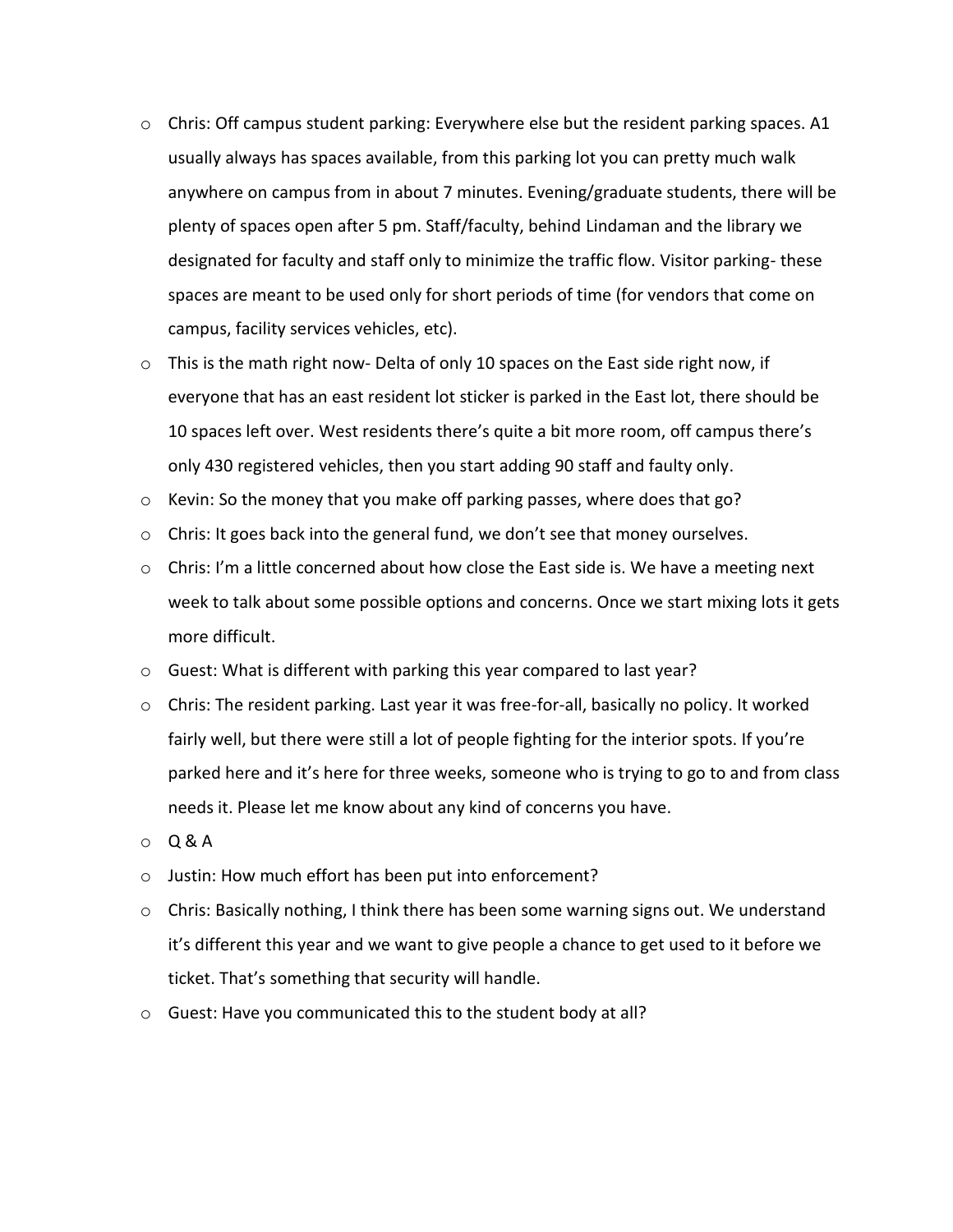- Chris: Off campus student parking: Everywhere else but the resident parking spaces. A1 usually always has spaces available, from this parking lot you can pretty much walk anywhere on campus from in about 7 minutes. Evening/graduate students, there will be plenty of spaces open after 5 pm. Staff/faculty, behind Lindaman and the library we designated for faculty and staff only to minimize the traffic flow. Visitor parking- these spaces are meant to be used only for short periods of time (for vendors that come on campus, facility services vehicles, etc).
- This is the math right now- Delta of only 10 spaces on the East side right now, if everyone that has an east resident lot sticker is parked in the East lot, there should be 10 spaces left over. West residents there's quite a bit more room, off campus there's only 430 registered vehicles, then you start adding 90 staff and faulty only.
- Kevin: So the money that you make off parking passes, where does that go?
- Chris: It goes back into the general fund, we don't see that money ourselves.
- Chris: I'm a little concerned about how close the East side is. We have a meeting next week to talk about some possible options and concerns. Once we start mixing lots it gets more difficult.
- Guest: What is different with parking this year compared to last year?
- Chris: The resident parking. Last year it was free-for-all, basically no policy. It worked fairly well, but there were still a lot of people fighting for the interior spots. If you're parked here and it's here for three weeks, someone who is trying to go to and from class needs it. Please let me know about any kind of concerns you have.
- Q & A
- Justin: How much effort has been put into enforcement?
- Chris: Basically nothing, I think there has been some warning signs out. We understand it's different this year and we want to give people a chance to get used to it before we ticket. That's something that security will handle.
- Guest: Have you communicated this to the student body at all?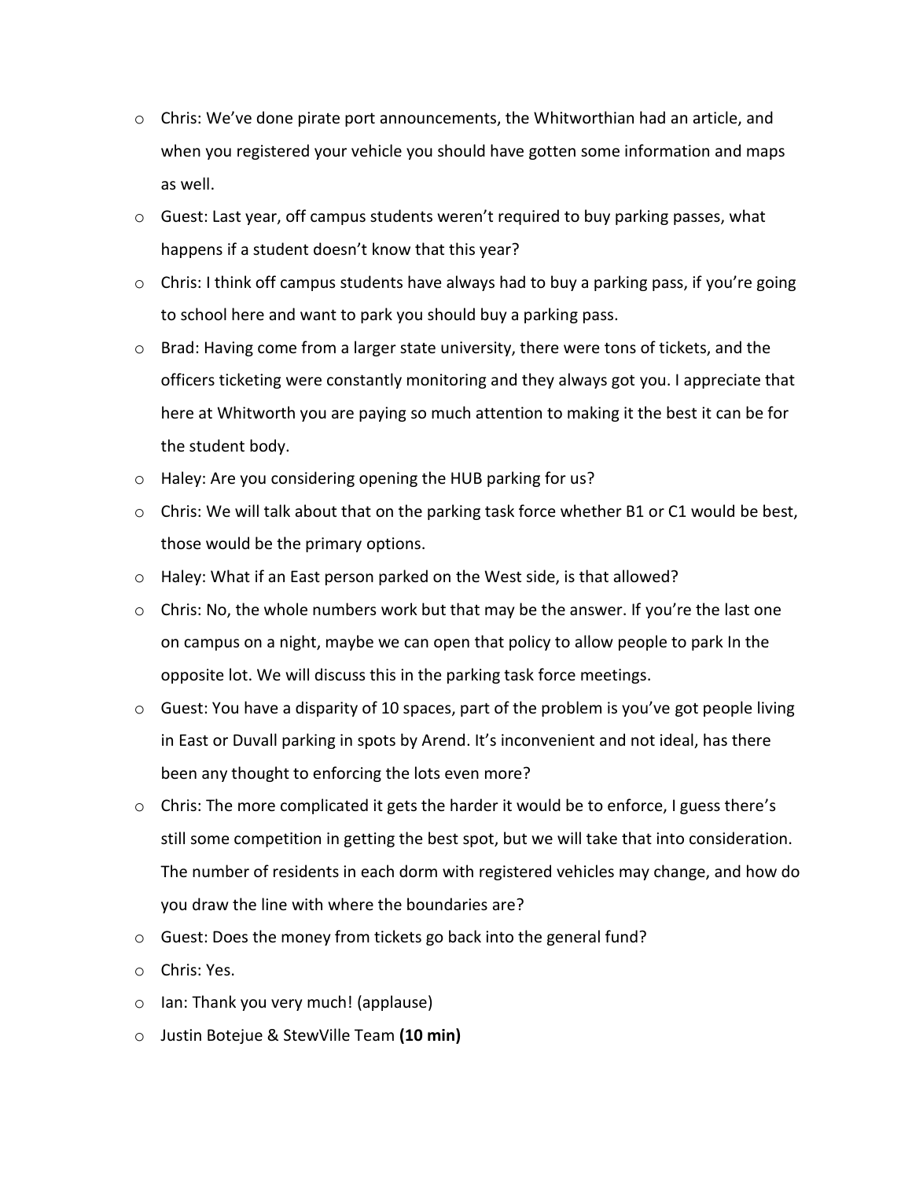- Chris: We've done pirate port announcements, the Whitworthian had an article, and when you registered your vehicle you should have gotten some information and maps as well.
- Guest: Last year, off campus students weren't required to buy parking passes, what happens if a student doesn't know that this year?
- Chris: I think off campus students have always had to buy a parking pass, if you're going to school here and want to park you should buy a parking pass.
- Brad: Having come from a larger state university, there were tons of tickets, and the officers ticketing were constantly monitoring and they always got you. I appreciate that here at Whitworth you are paying so much attention to making it the best it can be for the student body.
- Haley: Are you considering opening the HUB parking for us?
- Chris: We will talk about that on the parking task force whether B1 or C1 would be best, those would be the primary options.
- Haley: What if an East person parked on the West side, is that allowed?
- Chris: No, the whole numbers work but that may be the answer. If you're the last one on campus on a night, maybe we can open that policy to allow people to park In the opposite lot. We will discuss this in the parking task force meetings.
- Guest: You have a disparity of 10 spaces, part of the problem is you've got people living in East or Duvall parking in spots by Arend. It's inconvenient and not ideal, has there been any thought to enforcing the lots even more?
- Chris: The more complicated it gets the harder it would be to enforce, I guess there's still some competition in getting the best spot, but we will take that into consideration. The number of residents in each dorm with registered vehicles may change, and how do you draw the line with where the boundaries are?
- Guest: Does the money from tickets go back into the general fund?
- Chris: Yes.
- Ian: Thank you very much! (applause)
- Justin Botejue & StewVille Team **(10 min)**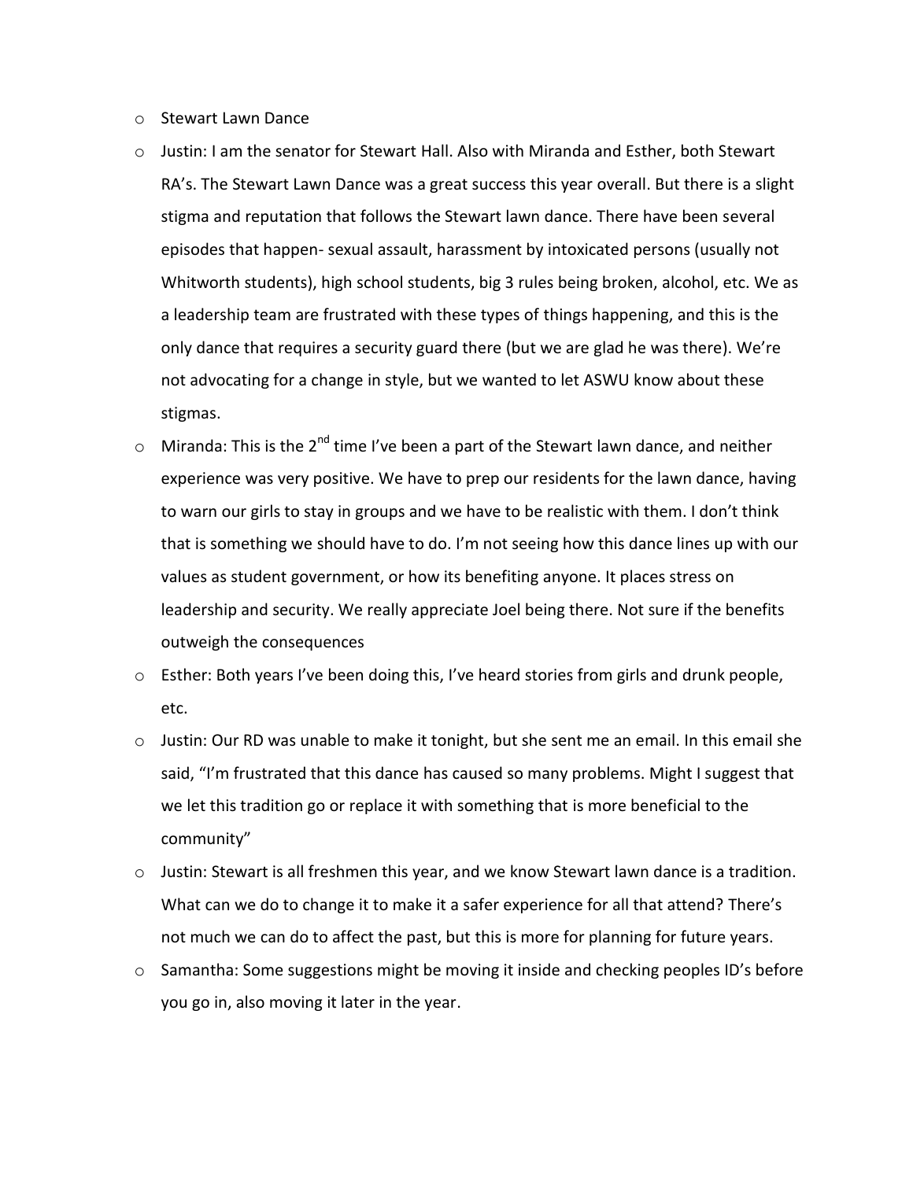- Stewart Lawn Dance
- Justin: I am the senator for Stewart Hall. Also with Miranda and Esther, both Stewart RA's. The Stewart Lawn Dance was a great success this year overall. But there is a slight stigma and reputation that follows the Stewart lawn dance. There have been several episodes that happen- sexual assault, harassment by intoxicated persons (usually not Whitworth students), high school students, big 3 rules being broken, alcohol, etc. We as a leadership team are frustrated with these types of things happening, and this is the only dance that requires a security guard there (but we are glad he was there). We're not advocating for a change in style, but we wanted to let ASWU know about these stigmas.
- Miranda: This is the 2nd time I've been a part of the Stewart lawn dance, and neither experience was very positive. We have to prep our residents for the lawn dance, having to warn our girls to stay in groups and we have to be realistic with them. I don't think that is something we should have to do. I'm not seeing how this dance lines up with our values as student government, or how its benefiting anyone. It places stress on leadership and security. We really appreciate Joel being there. Not sure if the benefits outweigh the consequences
- Esther: Both years I've been doing this, I've heard stories from girls and drunk people, etc.
- Justin: Our RD was unable to make it tonight, but she sent me an email. In this email she said, "I'm frustrated that this dance has caused so many problems. Might I suggest that we let this tradition go or replace it with something that is more beneficial to the community"
- Justin: Stewart is all freshmen this year, and we know Stewart lawn dance is a tradition. What can we do to change it to make it a safer experience for all that attend? There's not much we can do to affect the past, but this is more for planning for future years.
- Samantha: Some suggestions might be moving it inside and checking peoples ID's before you go in, also moving it later in the year.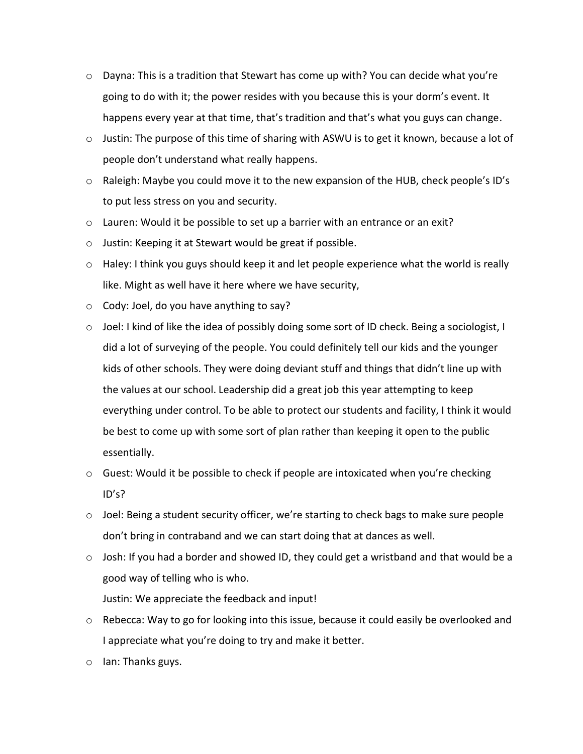- Dayna: This is a tradition that Stewart has come up with? You can decide what you're going to do with it; the power resides with you because this is your dorm's event. It happens every year at that time, that's tradition and that's what you guys can change.
- Justin: The purpose of this time of sharing with ASWU is to get it known, because a lot of people don't understand what really happens.
- Raleigh: Maybe you could move it to the new expansion of the HUB, check people's ID's to put less stress on you and security.
- Lauren: Would it be possible to set up a barrier with an entrance or an exit?
- Justin: Keeping it at Stewart would be great if possible.
- Haley: I think you guys should keep it and let people experience what the world is really like. Might as well have it here where we have security,
- Cody: Joel, do you have anything to say?
- Joel: I kind of like the idea of possibly doing some sort of ID check. Being a sociologist, I did a lot of surveying of the people. You could definitely tell our kids and the younger kids of other schools. They were doing deviant stuff and things that didn't line up with the values at our school. Leadership did a great job this year attempting to keep everything under control. To be able to protect our students and facility, I think it would be best to come up with some sort of plan rather than keeping it open to the public essentially.
- Guest: Would it be possible to check if people are intoxicated when you're checking ID's?
- Joel: Being a student security officer, we're starting to check bags to make sure people don't bring in contraband and we can start doing that at dances as well.
- Josh: If you had a border and showed ID, they could get a wristband and that would be a good way of telling who is who.

  Justin: We appreciate the feedback and input!
- Rebecca: Way to go for looking into this issue, because it could easily be overlooked and I appreciate what you're doing to try and make it better.
- Ian: Thanks guys.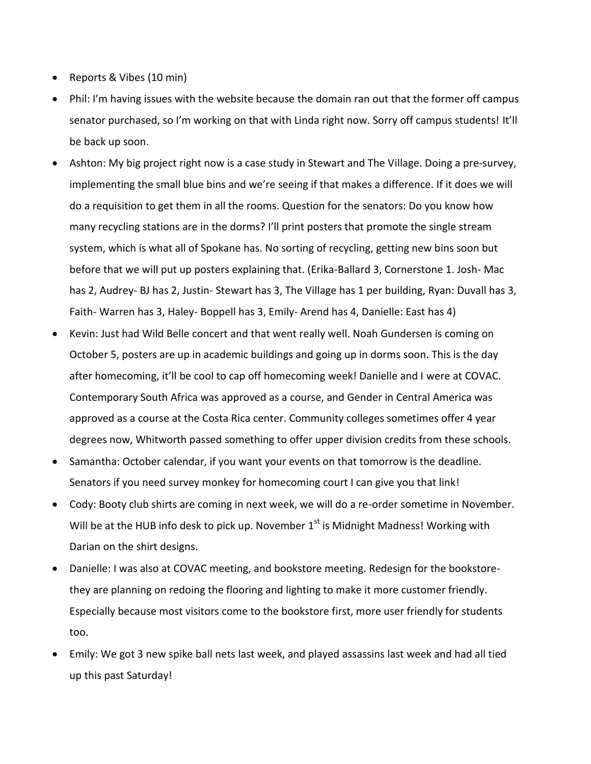- Reports & Vibes (10 min)
- Phil: I'm having issues with the website because the domain ran out that the former off campus senator purchased, so I'm working on that with Linda right now. Sorry off campus students! It'll be back up soon.
- Ashton: My big project right now is a case study in Stewart and The Village. Doing a pre-survey, implementing the small blue bins and we're seeing if that makes a difference. If it does we will do a requisition to get them in all the rooms. Question for the senators: Do you know how many recycling stations are in the dorms? I'll print posters that promote the single stream system, which is what all of Spokane has. No sorting of recycling, getting new bins soon but before that we will put up posters explaining that. (Erika-Ballard 3, Cornerstone 1. Josh- Mac has 2, Audrey- BJ has 2, Justin- Stewart has 3, The Village has 1 per building, Ryan: Duvall has 3, Faith- Warren has 3, Haley- Boppell has 3, Emily- Arend has 4, Danielle: East has 4)
- Kevin: Just had Wild Belle concert and that went really well. Noah Gundersen is coming on October 5, posters are up in academic buildings and going up in dorms soon. This is the day after homecoming, it'll be cool to cap off homecoming week! Danielle and I were at COVAC. Contemporary South Africa was approved as a course, and Gender in Central America was approved as a course at the Costa Rica center. Community colleges sometimes offer 4 year degrees now, Whitworth passed something to offer upper division credits from these schools.
- Samantha: October calendar, if you want your events on that tomorrow is the deadline. Senators if you need survey monkey for homecoming court I can give you that link!
- Cody: Booty club shirts are coming in next week, we will do a re-order sometime in November. Will be at the HUB info desk to pick up. November 1st is Midnight Madness! Working with Darian on the shirt designs.
- Danielle: I was also at COVAC meeting, and bookstore meeting. Redesign for the bookstore- they are planning on redoing the flooring and lighting to make it more customer friendly. Especially because most visitors come to the bookstore first, more user friendly for students too.
- Emily: We got 3 new spike ball nets last week, and played assassins last week and had all tied up this past Saturday!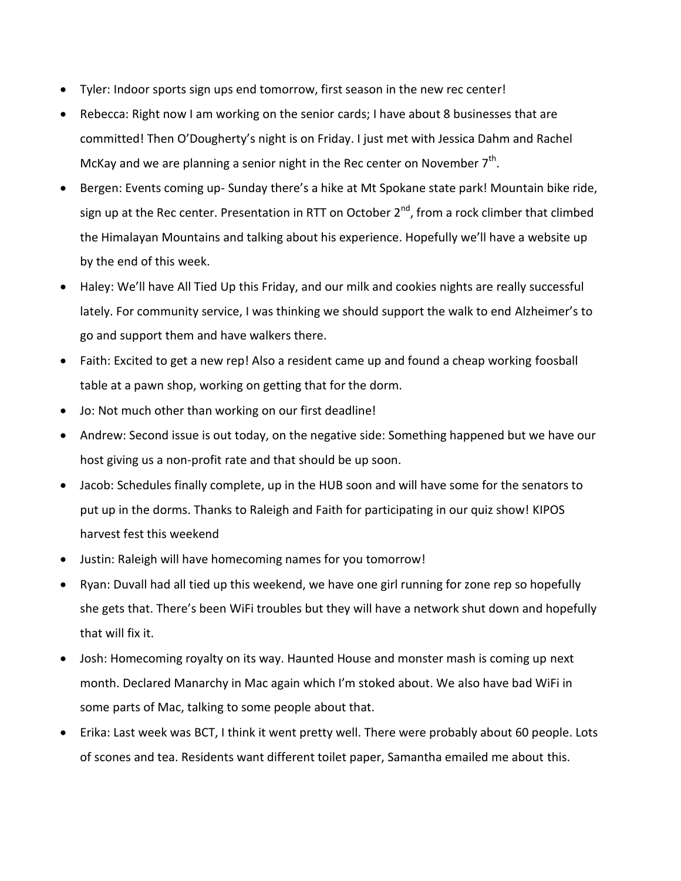- Tyler: Indoor sports sign ups end tomorrow, first season in the new rec center!
- Rebecca: Right now I am working on the senior cards; I have about 8 businesses that are committed! Then O'Dougherty's night is on Friday. I just met with Jessica Dahm and Rachel McKay and we are planning a senior night in the Rec center on November 7th.
- Bergen: Events coming up- Sunday there's a hike at Mt Spokane state park! Mountain bike ride, sign up at the Rec center. Presentation in RTT on October 2nd, from a rock climber that climbed the Himalayan Mountains and talking about his experience. Hopefully we'll have a website up by the end of this week.
- Haley: We'll have All Tied Up this Friday, and our milk and cookies nights are really successful lately. For community service, I was thinking we should support the walk to end Alzheimer's to go and support them and have walkers there.
- Faith: Excited to get a new rep! Also a resident came up and found a cheap working foosball table at a pawn shop, working on getting that for the dorm.
- Jo: Not much other than working on our first deadline!
- Andrew: Second issue is out today, on the negative side: Something happened but we have our host giving us a non-profit rate and that should be up soon.
- Jacob: Schedules finally complete, up in the HUB soon and will have some for the senators to put up in the dorms. Thanks to Raleigh and Faith for participating in our quiz show! KIPOS harvest fest this weekend
- Justin: Raleigh will have homecoming names for you tomorrow!
- Ryan: Duvall had all tied up this weekend, we have one girl running for zone rep so hopefully she gets that. There's been WiFi troubles but they will have a network shut down and hopefully that will fix it.
- Josh: Homecoming royalty on its way. Haunted House and monster mash is coming up next month. Declared Manarchy in Mac again which I'm stoked about. We also have bad WiFi in some parts of Mac, talking to some people about that.
- Erika: Last week was BCT, I think it went pretty well. There were probably about 60 people. Lots of scones and tea. Residents want different toilet paper, Samantha emailed me about this.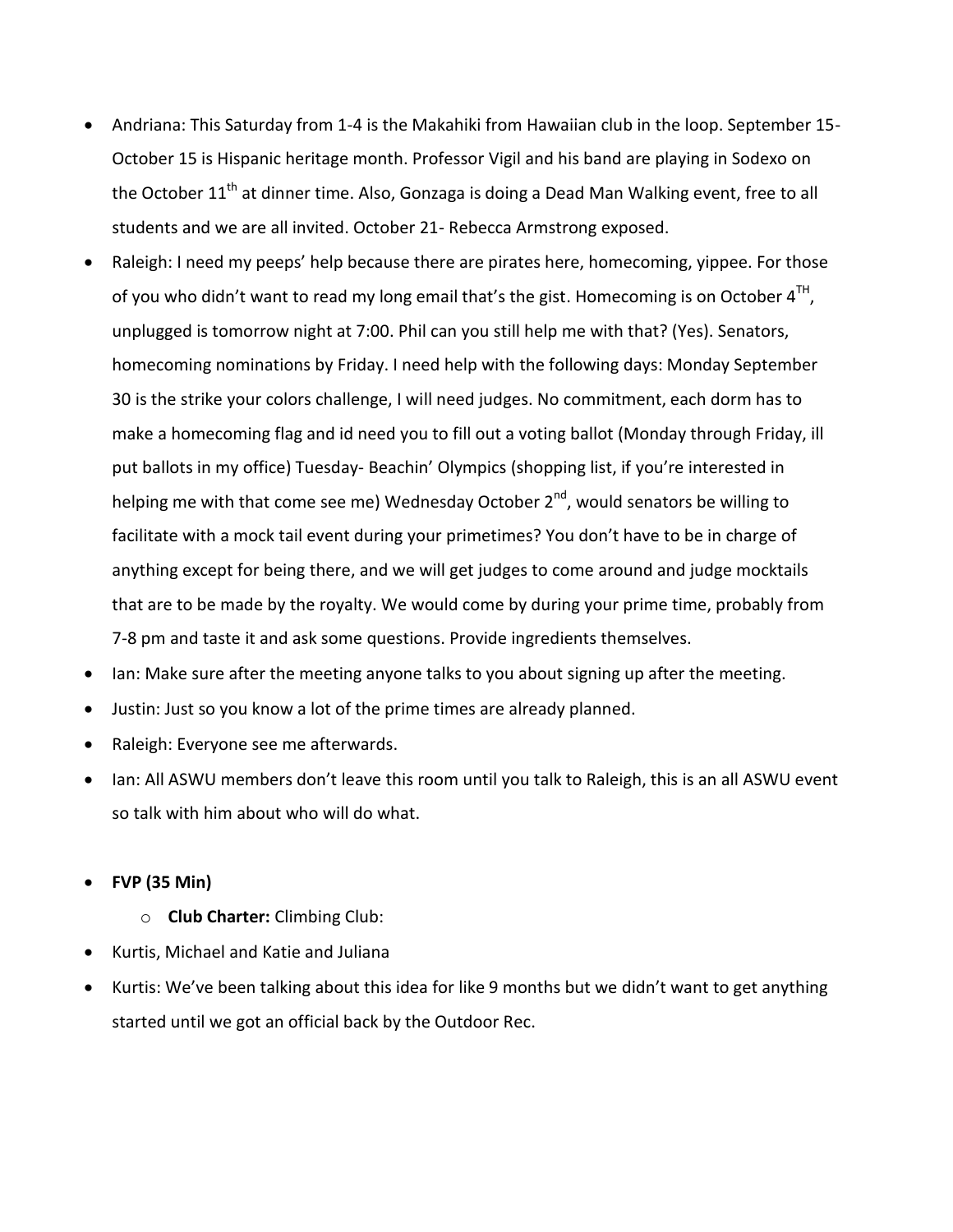- Andriana: This Saturday from 1-4 is the Makahiki from Hawaiian club in the loop. September 15-October 15 is Hispanic heritage month. Professor Vigil and his band are playing in Sodexo on the October 11th at dinner time. Also, Gonzaga is doing a Dead Man Walking event, free to all students and we are all invited. October 21- Rebecca Armstrong exposed.
- Raleigh: I need my peeps' help because there are pirates here, homecoming, yippee. For those of you who didn't want to read my long email that's the gist. Homecoming is on October 4TH, unplugged is tomorrow night at 7:00. Phil can you still help me with that? (Yes). Senators, homecoming nominations by Friday. I need help with the following days: Monday September 30 is the strike your colors challenge, I will need judges. No commitment, each dorm has to make a homecoming flag and id need you to fill out a voting ballot (Monday through Friday, ill put ballots in my office) Tuesday- Beachin' Olympics (shopping list, if you're interested in helping me with that come see me) Wednesday October 2nd, would senators be willing to facilitate with a mock tail event during your primetimes? You don't have to be in charge of anything except for being there, and we will get judges to come around and judge mocktails that are to be made by the royalty. We would come by during your prime time, probably from 7-8 pm and taste it and ask some questions. Provide ingredients themselves.
- Ian: Make sure after the meeting anyone talks to you about signing up after the meeting.
- Justin: Just so you know a lot of the prime times are already planned.
- Raleigh: Everyone see me afterwards.
- Ian: All ASWU members don't leave this room until you talk to Raleigh, this is an all ASWU event so talk with him about who will do what.

- **FVP (35 Min)**
  - **Club Charter:** Climbing Club:
- Kurtis, Michael and Katie and Juliana
- Kurtis: We've been talking about this idea for like 9 months but we didn't want to get anything started until we got an official back by the Outdoor Rec.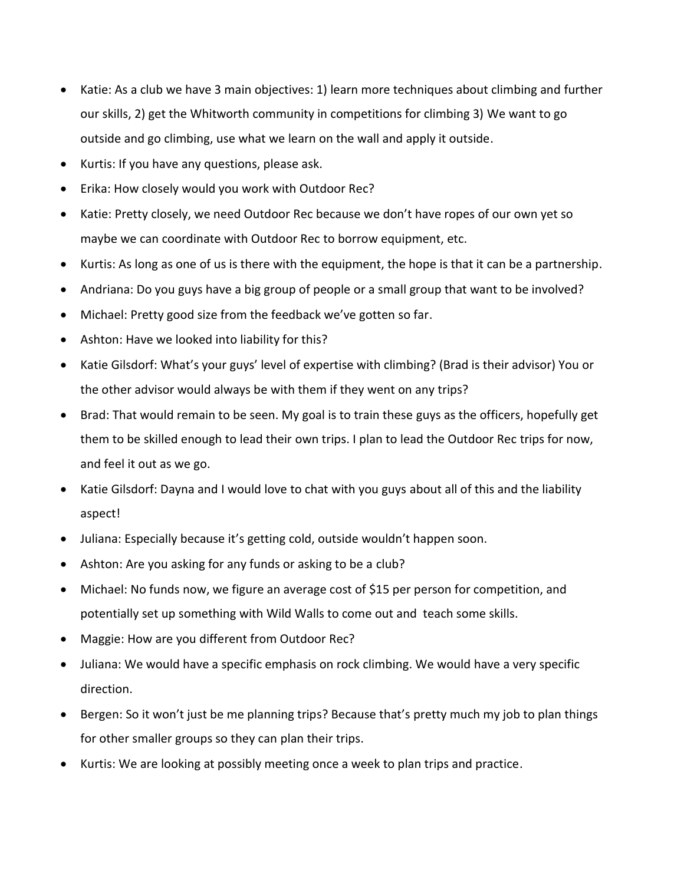- Katie: As a club we have 3 main objectives: 1) learn more techniques about climbing and further our skills, 2) get the Whitworth community in competitions for climbing 3) We want to go outside and go climbing, use what we learn on the wall and apply it outside.
- Kurtis: If you have any questions, please ask.
- Erika: How closely would you work with Outdoor Rec?
- Katie: Pretty closely, we need Outdoor Rec because we don't have ropes of our own yet so maybe we can coordinate with Outdoor Rec to borrow equipment, etc.
- Kurtis: As long as one of us is there with the equipment, the hope is that it can be a partnership.
- Andriana: Do you guys have a big group of people or a small group that want to be involved?
- Michael: Pretty good size from the feedback we've gotten so far.
- Ashton: Have we looked into liability for this?
- Katie Gilsdorf: What's your guys' level of expertise with climbing? (Brad is their advisor) You or the other advisor would always be with them if they went on any trips?
- Brad: That would remain to be seen. My goal is to train these guys as the officers, hopefully get them to be skilled enough to lead their own trips. I plan to lead the Outdoor Rec trips for now, and feel it out as we go.
- Katie Gilsdorf: Dayna and I would love to chat with you guys about all of this and the liability aspect!
- Juliana: Especially because it's getting cold, outside wouldn't happen soon.
- Ashton: Are you asking for any funds or asking to be a club?
- Michael: No funds now, we figure an average cost of $15 per person for competition, and potentially set up something with Wild Walls to come out and teach some skills.
- Maggie: How are you different from Outdoor Rec?
- Juliana: We would have a specific emphasis on rock climbing. We would have a very specific direction.
- Bergen: So it won't just be me planning trips? Because that's pretty much my job to plan things for other smaller groups so they can plan their trips.
- Kurtis: We are looking at possibly meeting once a week to plan trips and practice.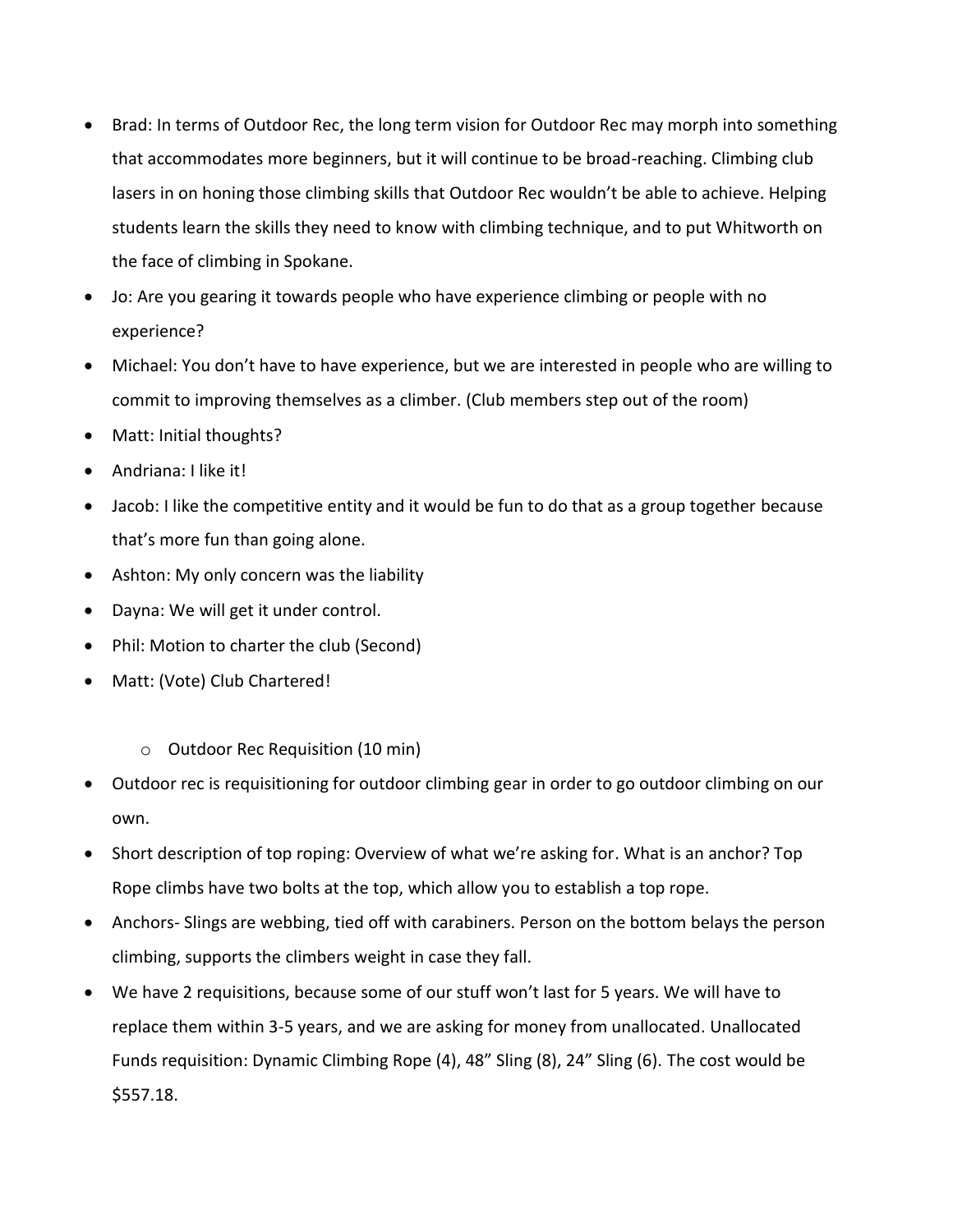- Brad: In terms of Outdoor Rec, the long term vision for Outdoor Rec may morph into something that accommodates more beginners, but it will continue to be broad-reaching. Climbing club lasers in on honing those climbing skills that Outdoor Rec wouldn't be able to achieve. Helping students learn the skills they need to know with climbing technique, and to put Whitworth on the face of climbing in Spokane.
- Jo: Are you gearing it towards people who have experience climbing or people with no experience?
- Michael: You don't have to have experience, but we are interested in people who are willing to commit to improving themselves as a climber. (Club members step out of the room)
- Matt: Initial thoughts?
- Andriana: I like it!
- Jacob: I like the competitive entity and it would be fun to do that as a group together because that's more fun than going alone.
- Ashton: My only concern was the liability
- Dayna: We will get it under control.
- Phil: Motion to charter the club (Second)
- Matt: (Vote) Club Chartered!

    - Outdoor Rec Requisition (10 min)

- Outdoor rec is requisitioning for outdoor climbing gear in order to go outdoor climbing on our own.
- Short description of top roping: Overview of what we're asking for. What is an anchor? Top Rope climbs have two bolts at the top, which allow you to establish a top rope.
- Anchors- Slings are webbing, tied off with carabiners. Person on the bottom belays the person climbing, supports the climbers weight in case they fall.
- We have 2 requisitions, because some of our stuff won't last for 5 years. We will have to replace them within 3-5 years, and we are asking for money from unallocated. Unallocated Funds requisition: Dynamic Climbing Rope (4), 48" Sling (8), 24" Sling (6). The cost would be $557.18.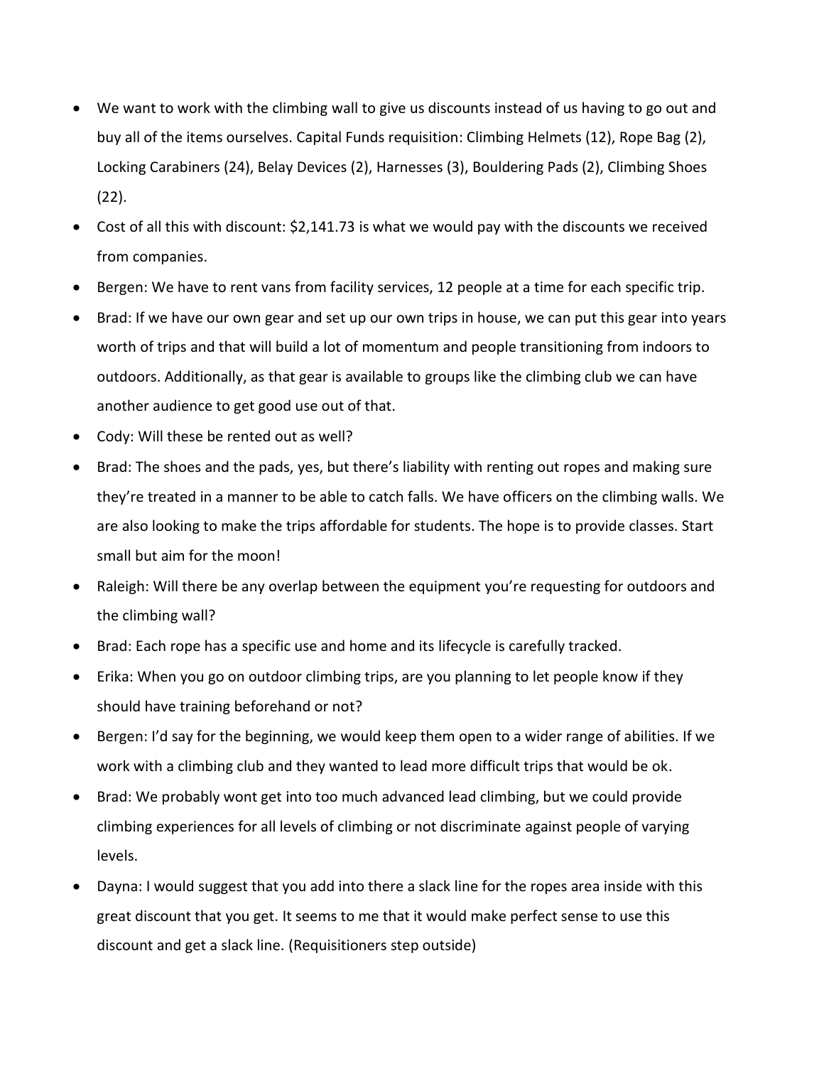- We want to work with the climbing wall to give us discounts instead of us having to go out and buy all of the items ourselves. Capital Funds requisition: Climbing Helmets (12), Rope Bag (2), Locking Carabiners (24), Belay Devices (2), Harnesses (3), Bouldering Pads (2), Climbing Shoes (22).
- Cost of all this with discount: $2,141.73 is what we would pay with the discounts we received from companies.
- Bergen: We have to rent vans from facility services, 12 people at a time for each specific trip.
- Brad: If we have our own gear and set up our own trips in house, we can put this gear into years worth of trips and that will build a lot of momentum and people transitioning from indoors to outdoors. Additionally, as that gear is available to groups like the climbing club we can have another audience to get good use out of that.
- Cody: Will these be rented out as well?
- Brad: The shoes and the pads, yes, but there's liability with renting out ropes and making sure they're treated in a manner to be able to catch falls. We have officers on the climbing walls. We are also looking to make the trips affordable for students. The hope is to provide classes. Start small but aim for the moon!
- Raleigh: Will there be any overlap between the equipment you're requesting for outdoors and the climbing wall?
- Brad: Each rope has a specific use and home and its lifecycle is carefully tracked.
- Erika: When you go on outdoor climbing trips, are you planning to let people know if they should have training beforehand or not?
- Bergen: I'd say for the beginning, we would keep them open to a wider range of abilities. If we work with a climbing club and they wanted to lead more difficult trips that would be ok.
- Brad: We probably wont get into too much advanced lead climbing, but we could provide climbing experiences for all levels of climbing or not discriminate against people of varying levels.
- Dayna: I would suggest that you add into there a slack line for the ropes area inside with this great discount that you get. It seems to me that it would make perfect sense to use this discount and get a slack line. (Requisitioners step outside)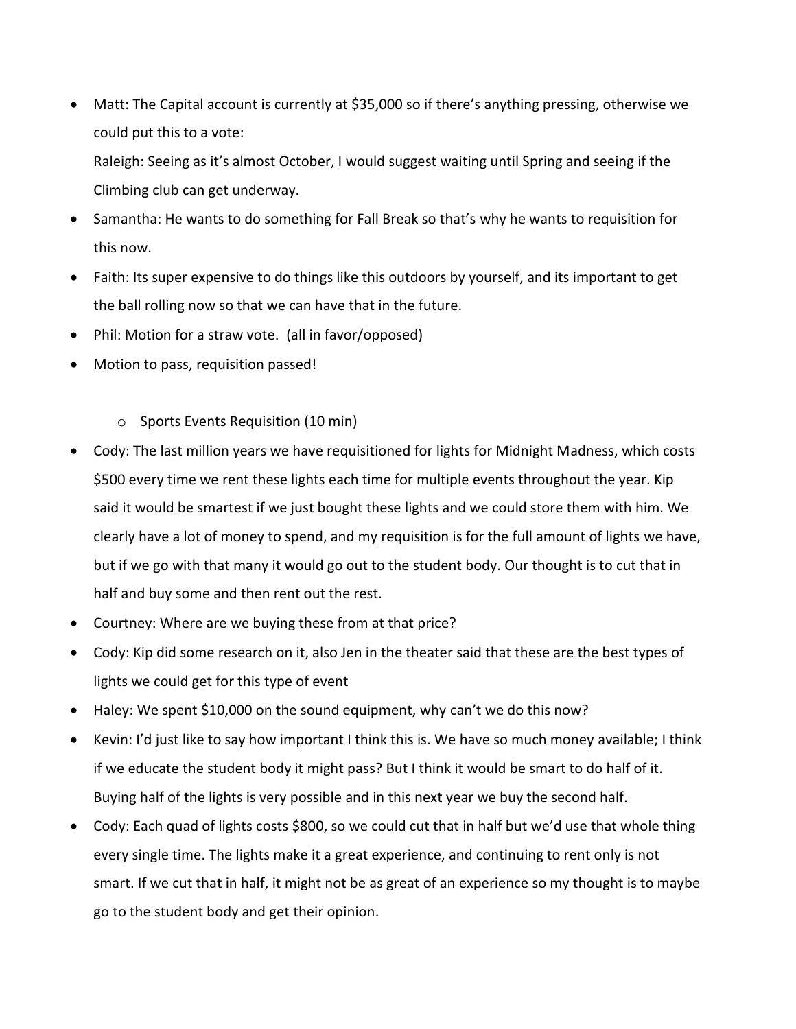- Matt: The Capital account is currently at $35,000 so if there's anything pressing, otherwise we could put this to a vote:

  Raleigh: Seeing as it's almost October, I would suggest waiting until Spring and seeing if the Climbing club can get underway.
- Samantha: He wants to do something for Fall Break so that's why he wants to requisition for this now.
- Faith: Its super expensive to do things like this outdoors by yourself, and its important to get the ball rolling now so that we can have that in the future.
- Phil: Motion for a straw vote. (all in favor/opposed)
- Motion to pass, requisition passed!

  - Sports Events Requisition (10 min)

- Cody: The last million years we have requisitioned for lights for Midnight Madness, which costs $500 every time we rent these lights each time for multiple events throughout the year. Kip said it would be smartest if we just bought these lights and we could store them with him. We clearly have a lot of money to spend, and my requisition is for the full amount of lights we have, but if we go with that many it would go out to the student body. Our thought is to cut that in half and buy some and then rent out the rest.
- Courtney: Where are we buying these from at that price?
- Cody: Kip did some research on it, also Jen in the theater said that these are the best types of lights we could get for this type of event
- Haley: We spent $10,000 on the sound equipment, why can't we do this now?
- Kevin: I'd just like to say how important I think this is. We have so much money available; I think if we educate the student body it might pass? But I think it would be smart to do half of it. Buying half of the lights is very possible and in this next year we buy the second half.
- Cody: Each quad of lights costs $800, so we could cut that in half but we'd use that whole thing every single time. The lights make it a great experience, and continuing to rent only is not smart. If we cut that in half, it might not be as great of an experience so my thought is to maybe go to the student body and get their opinion.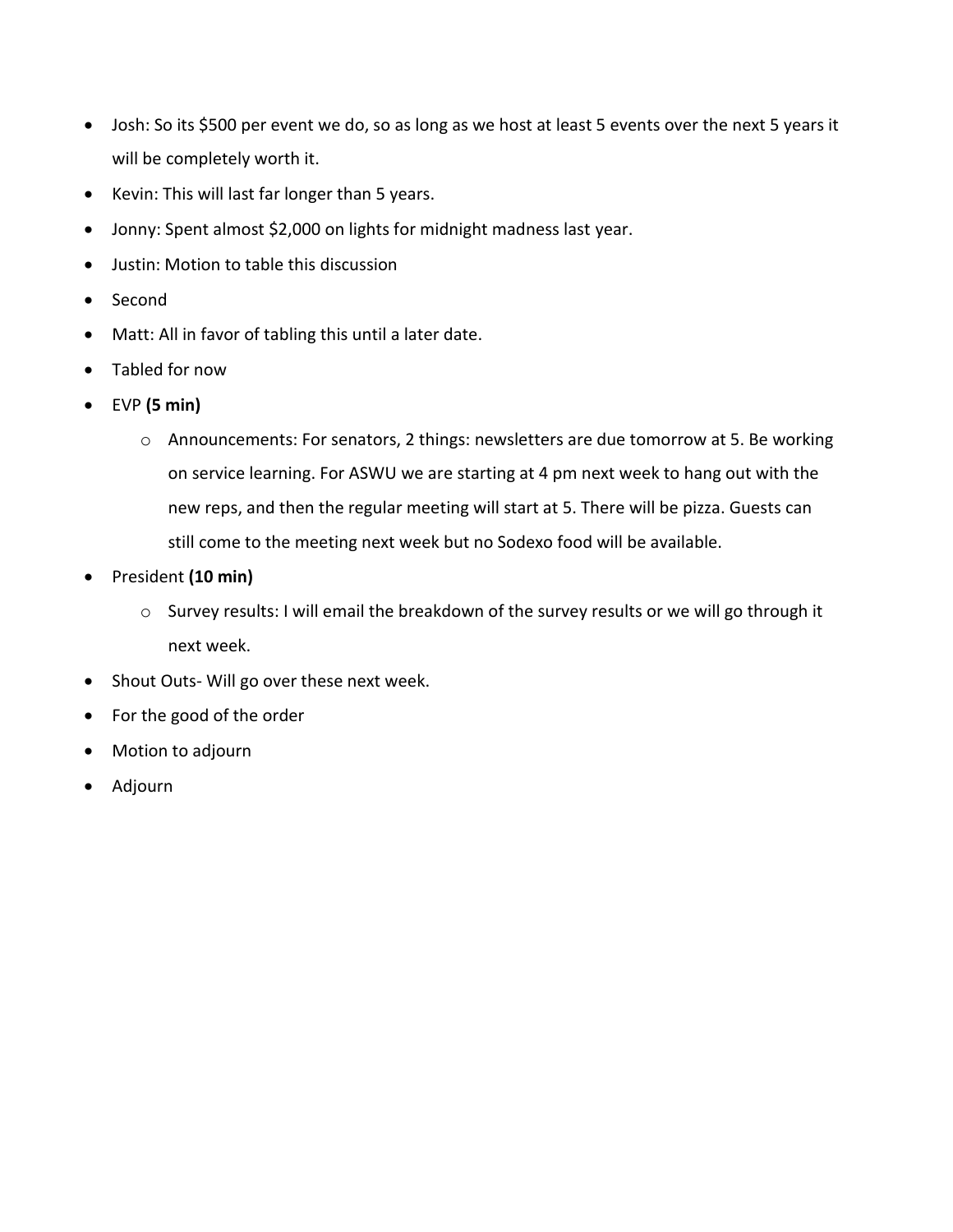- Josh: So its $500 per event we do, so as long as we host at least 5 events over the next 5 years it will be completely worth it.
- Kevin: This will last far longer than 5 years.
- Jonny: Spent almost $2,000 on lights for midnight madness last year.
- Justin: Motion to table this discussion
- Second
- Matt: All in favor of tabling this until a later date.
- Tabled for now
- EVP **(5 min)**
  - Announcements: For senators, 2 things: newsletters are due tomorrow at 5. Be working on service learning. For ASWU we are starting at 4 pm next week to hang out with the new reps, and then the regular meeting will start at 5. There will be pizza. Guests can still come to the meeting next week but no Sodexo food will be available.
- President **(10 min)**
  - Survey results: I will email the breakdown of the survey results or we will go through it next week.
- Shout Outs- Will go over these next week.
- For the good of the order
- Motion to adjourn
- Adjourn